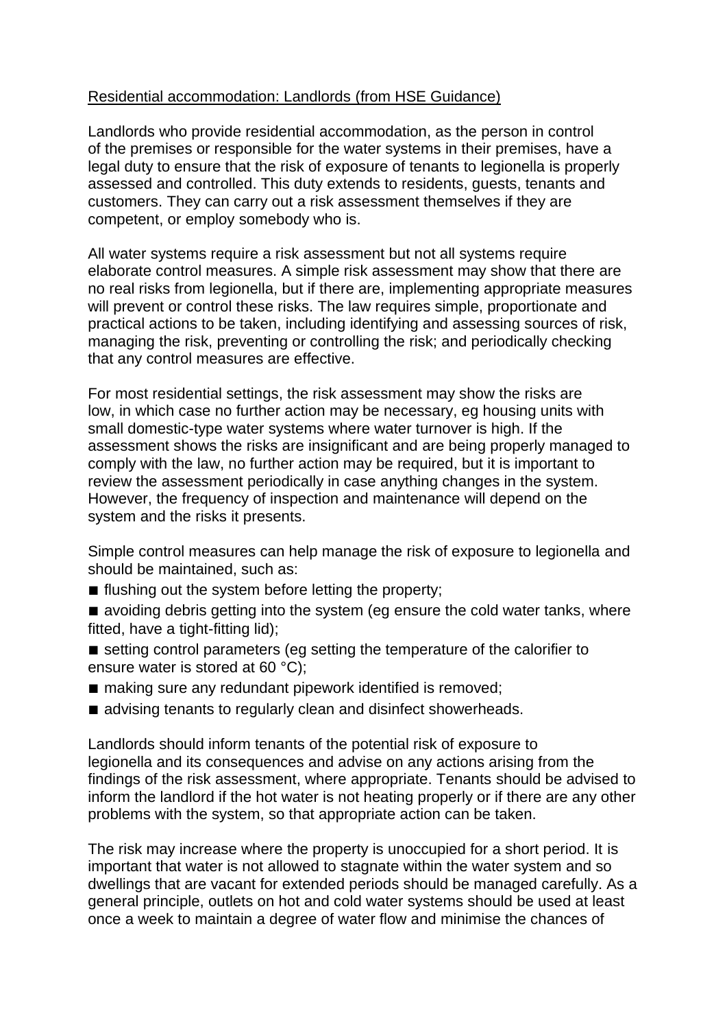Residential accommodation: Landlords (from HSE Guidance)

Landlords who provide residential accommodation, as the person in control of the premises or responsible for the water systems in their premises, have a legal duty to ensure that the risk of exposure of tenants to legionella is properly assessed and controlled. This duty extends to residents, guests, tenants and customers. They can carry out a risk assessment themselves if they are competent, or employ somebody who is.

All water systems require a risk assessment but not all systems require elaborate control measures. A simple risk assessment may show that there are no real risks from legionella, but if there are, implementing appropriate measures will prevent or control these risks. The law requires simple, proportionate and practical actions to be taken, including identifying and assessing sources of risk, managing the risk, preventing or controlling the risk; and periodically checking that any control measures are effective.

For most residential settings, the risk assessment may show the risks are low, in which case no further action may be necessary, eg housing units with small domestic-type water systems where water turnover is high. If the assessment shows the risks are insignificant and are being properly managed to comply with the law, no further action may be required, but it is important to review the assessment periodically in case anything changes in the system. However, the frequency of inspection and maintenance will depend on the system and the risks it presents.

Simple control measures can help manage the risk of exposure to legionella and should be maintained, such as:

- flushing out the system before letting the property;
- avoiding debris getting into the system (eg ensure the cold water tanks, where fitted, have a tight-fitting lid);
- setting control parameters (eg setting the temperature of the calorifier to ensure water is stored at 60 °C);
- making sure any redundant pipework identified is removed;
- advising tenants to regularly clean and disinfect showerheads.

Landlords should inform tenants of the potential risk of exposure to legionella and its consequences and advise on any actions arising from the findings of the risk assessment, where appropriate. Tenants should be advised to inform the landlord if the hot water is not heating properly or if there are any other problems with the system, so that appropriate action can be taken.

The risk may increase where the property is unoccupied for a short period. It is important that water is not allowed to stagnate within the water system and so dwellings that are vacant for extended periods should be managed carefully. As a general principle, outlets on hot and cold water systems should be used at least once a week to maintain a degree of water flow and minimise the chances of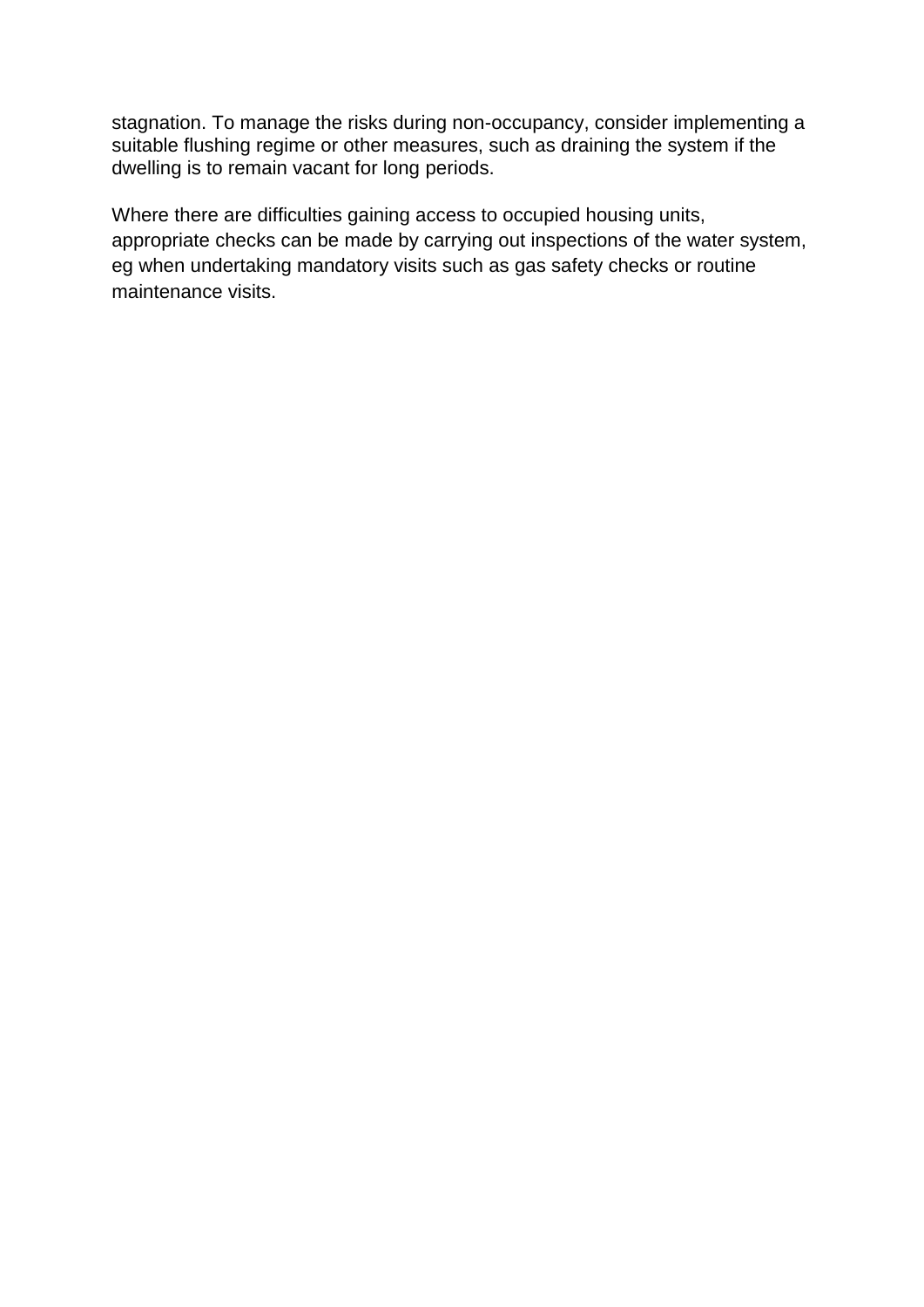stagnation. To manage the risks during non-occupancy, consider implementing a suitable flushing regime or other measures, such as draining the system if the dwelling is to remain vacant for long periods.

Where there are difficulties gaining access to occupied housing units, appropriate checks can be made by carrying out inspections of the water system, eg when undertaking mandatory visits such as gas safety checks or routine maintenance visits.